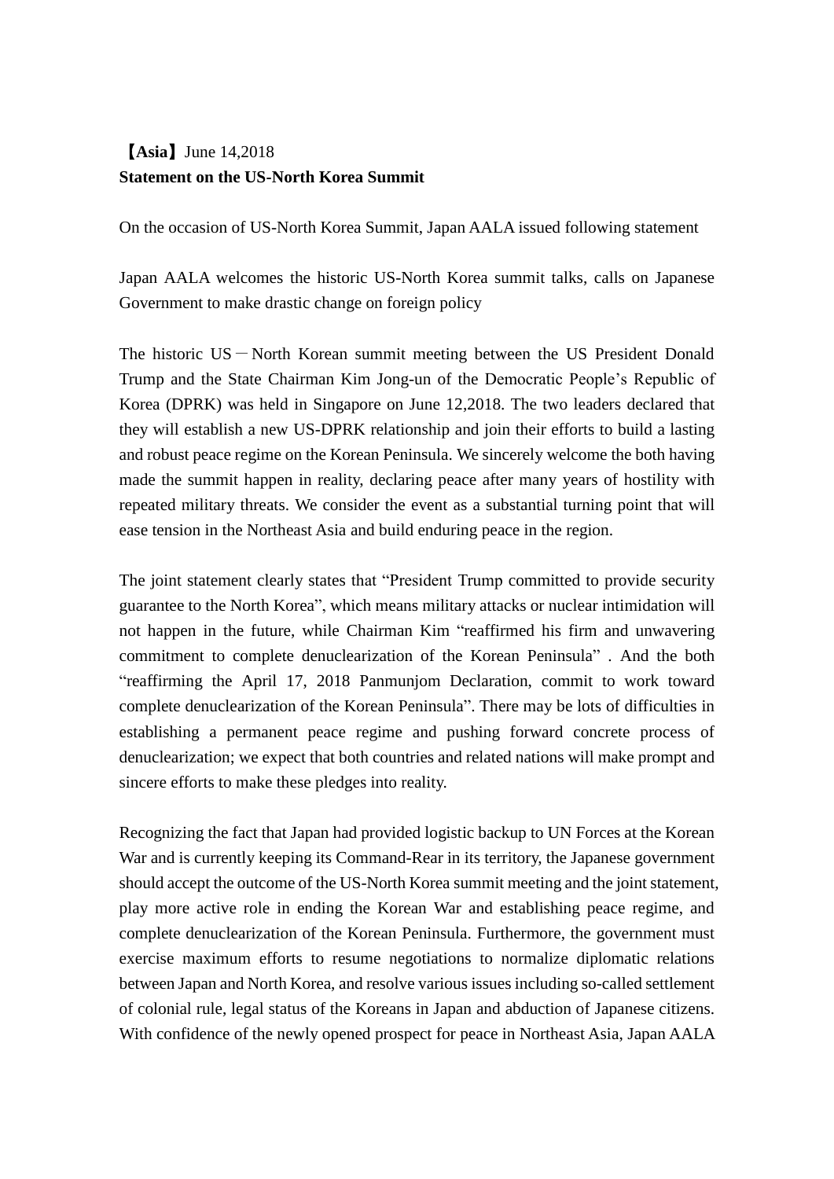**【Asia】**June 14,2018

**Statement on the US-North Korea Summit**

On the occasion of US-North Korea Summit, Japan AALA issued following statement

Japan AALA welcomes the historic US-North Korea summit talks, calls on Japanese Government to make drastic change on foreign policy

The historic US－North Korean summit meeting between the US President Donald Trump and the State Chairman Kim Jong-un of the Democratic People's Republic of Korea (DPRK) was held in Singapore on June 12,2018. The two leaders declared that they will establish a new US-DPRK relationship and join their efforts to build a lasting and robust peace regime on the Korean Peninsula. We sincerely welcome the both having made the summit happen in reality, declaring peace after many years of hostility with repeated military threats. We consider the event as a substantial turning point that will ease tension in the Northeast Asia and build enduring peace in the region.

The joint statement clearly states that "President Trump committed to provide security guarantee to the North Korea", which means military attacks or nuclear intimidation will not happen in the future, while Chairman Kim "reaffirmed his firm and unwavering commitment to complete denuclearization of the Korean Peninsula" . And the both "reaffirming the April 17, 2018 Panmunjom Declaration, commit to work toward complete denuclearization of the Korean Peninsula". There may be lots of difficulties in establishing a permanent peace regime and pushing forward concrete process of denuclearization; we expect that both countries and related nations will make prompt and sincere efforts to make these pledges into reality.

Recognizing the fact that Japan had provided logistic backup to UN Forces at the Korean War and is currently keeping its Command-Rear in its territory, the Japanese government should accept the outcome of the US-North Korea summit meeting and the joint statement, play more active role in ending the Korean War and establishing peace regime, and complete denuclearization of the Korean Peninsula. Furthermore, the government must exercise maximum efforts to resume negotiations to normalize diplomatic relations between Japan and North Korea, and resolve various issues including so-called settlement of colonial rule, legal status of the Koreans in Japan and abduction of Japanese citizens. With confidence of the newly opened prospect for peace in Northeast Asia, Japan AALA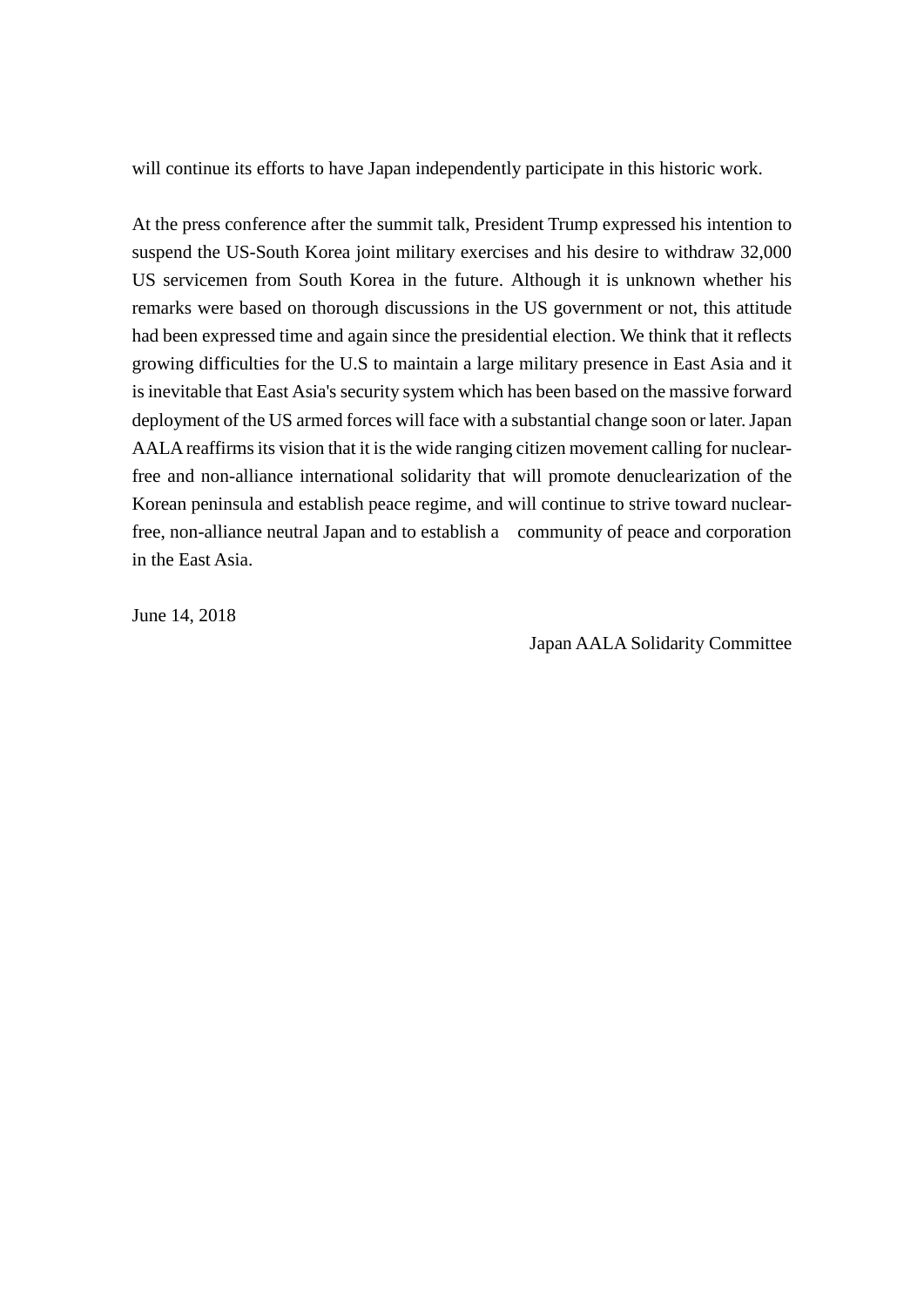will continue its efforts to have Japan independently participate in this historic work.

At the press conference after the summit talk, President Trump expressed his intention to suspend the US-South Korea joint military exercises and his desire to withdraw 32,000 US servicemen from South Korea in the future. Although it is unknown whether his remarks were based on thorough discussions in the US government or not, this attitude had been expressed time and again since the presidential election. We think that it reflects growing difficulties for the U.S to maintain a large military presence in East Asia and it is inevitable that East Asia's security system which has been based on the massive forward deployment of the US armed forces will face with a substantial change soon or later. Japan AALA reaffirms its vision that it is the wide ranging citizen movement calling for nuclear-free and non-alliance international solidarity that will promote denuclearization of the Korean peninsula and establish peace regime, and will continue to strive toward nuclear-free, non-alliance neutral Japan and to establish a community of peace and corporation in the East Asia.

June 14, 2018

Japan AALA Solidarity Committee